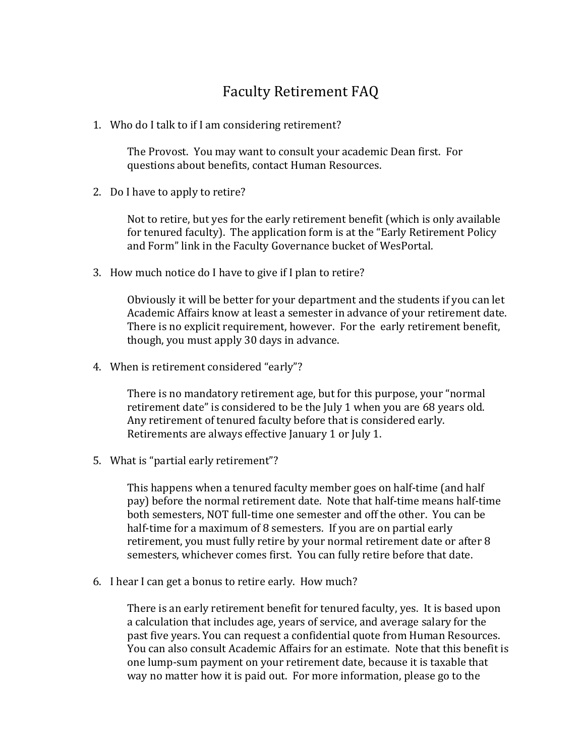# Faculty Retirement FAQ

1. Who do I talk to if I am considering retirement?

   The Provost. You may want to consult your academic Dean first. For questions about benefits, contact Human Resources.

2. Do I have to apply to retire?

   Not to retire, but yes for the early retirement benefit (which is only available for tenured faculty). The application form is at the "Early Retirement Policy and Form" link in the Faculty Governance bucket of WesPortal.

3. How much notice do I have to give if I plan to retire?

   Obviously it will be better for your department and the students if you can let Academic Affairs know at least a semester in advance of your retirement date. There is no explicit requirement, however. For the early retirement benefit, though, you must apply 30 days in advance.

4. When is retirement considered "early"?

   There is no mandatory retirement age, but for this purpose, your "normal retirement date" is considered to be the July 1 when you are 68 years old. Any retirement of tenured faculty before that is considered early. Retirements are always effective January 1 or July 1.

5. What is "partial early retirement"?

   This happens when a tenured faculty member goes on half-time (and half pay) before the normal retirement date. Note that half-time means half-time both semesters, NOT full-time one semester and off the other. You can be half-time for a maximum of 8 semesters. If you are on partial early retirement, you must fully retire by your normal retirement date or after 8 semesters, whichever comes first. You can fully retire before that date.

6. I hear I can get a bonus to retire early. How much?

   There is an early retirement benefit for tenured faculty, yes. It is based upon a calculation that includes age, years of service, and average salary for the past five years. You can request a confidential quote from Human Resources. You can also consult Academic Affairs for an estimate. Note that this benefit is one lump-sum payment on your retirement date, because it is taxable that way no matter how it is paid out. For more information, please go to the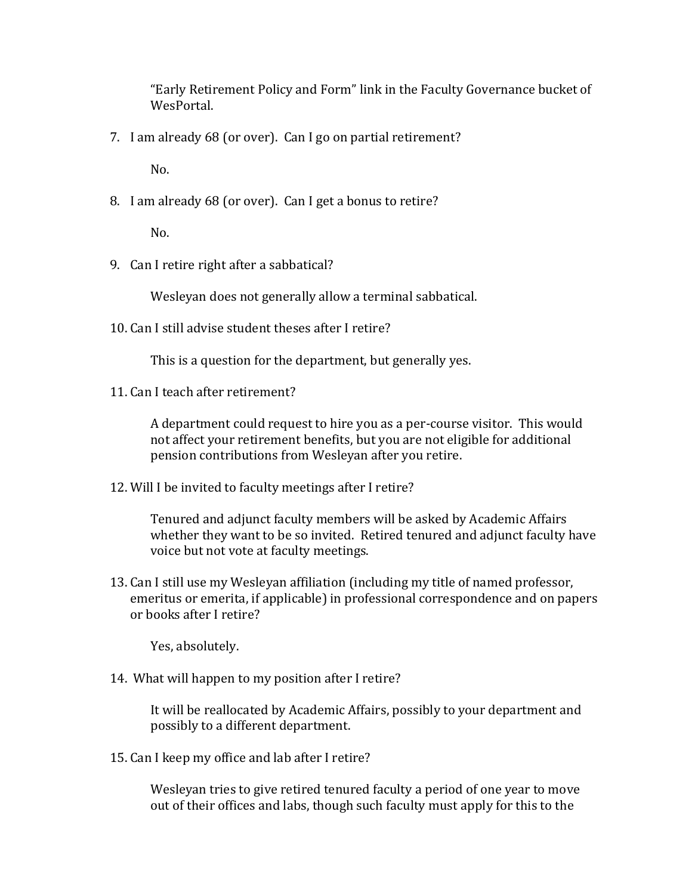"Early Retirement Policy and Form" link in the Faculty Governance bucket of WesPortal.

7. I am already 68 (or over). Can I go on partial retirement?

   No.

8. I am already 68 (or over). Can I get a bonus to retire?

   No.

9. Can I retire right after a sabbatical?

   Wesleyan does not generally allow a terminal sabbatical.

10. Can I still advise student theses after I retire?

    This is a question for the department, but generally yes.

11. Can I teach after retirement?

    A department could request to hire you as a per-course visitor. This would not affect your retirement benefits, but you are not eligible for additional pension contributions from Wesleyan after you retire.

12. Will I be invited to faculty meetings after I retire?

    Tenured and adjunct faculty members will be asked by Academic Affairs whether they want to be so invited. Retired tenured and adjunct faculty have voice but not vote at faculty meetings.

13. Can I still use my Wesleyan affiliation (including my title of named professor, emeritus or emerita, if applicable) in professional correspondence and on papers or books after I retire?

    Yes, absolutely.

14. What will happen to my position after I retire?

    It will be reallocated by Academic Affairs, possibly to your department and possibly to a different department.

15. Can I keep my office and lab after I retire?

    Wesleyan tries to give retired tenured faculty a period of one year to move out of their offices and labs, though such faculty must apply for this to the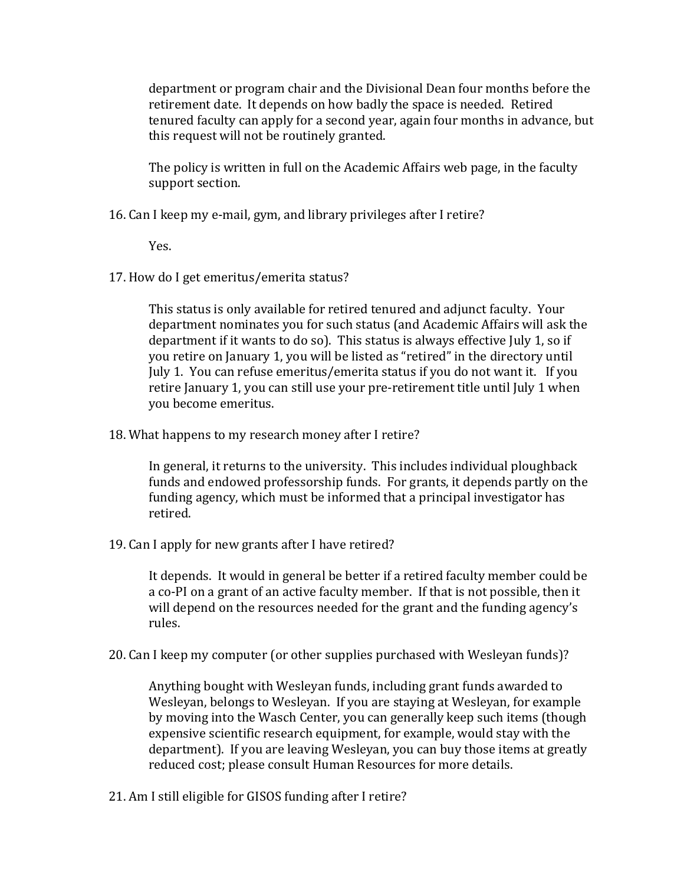department or program chair and the Divisional Dean four months before the retirement date. It depends on how badly the space is needed. Retired tenured faculty can apply for a second year, again four months in advance, but this request will not be routinely granted.

The policy is written in full on the Academic Affairs web page, in the faculty support section.

16. Can I keep my e-mail, gym, and library privileges after I retire?

    Yes.

17. How do I get emeritus/emerita status?

    This status is only available for retired tenured and adjunct faculty. Your department nominates you for such status (and Academic Affairs will ask the department if it wants to do so). This status is always effective July 1, so if you retire on January 1, you will be listed as "retired" in the directory until July 1. You can refuse emeritus/emerita status if you do not want it. If you retire January 1, you can still use your pre-retirement title until July 1 when you become emeritus.

18. What happens to my research money after I retire?

    In general, it returns to the university. This includes individual ploughback funds and endowed professorship funds. For grants, it depends partly on the funding agency, which must be informed that a principal investigator has retired.

19. Can I apply for new grants after I have retired?

    It depends. It would in general be better if a retired faculty member could be a co-PI on a grant of an active faculty member. If that is not possible, then it will depend on the resources needed for the grant and the funding agency's rules.

20. Can I keep my computer (or other supplies purchased with Wesleyan funds)?

    Anything bought with Wesleyan funds, including grant funds awarded to Wesleyan, belongs to Wesleyan. If you are staying at Wesleyan, for example by moving into the Wasch Center, you can generally keep such items (though expensive scientific research equipment, for example, would stay with the department). If you are leaving Wesleyan, you can buy those items at greatly reduced cost; please consult Human Resources for more details.

21. Am I still eligible for GISOS funding after I retire?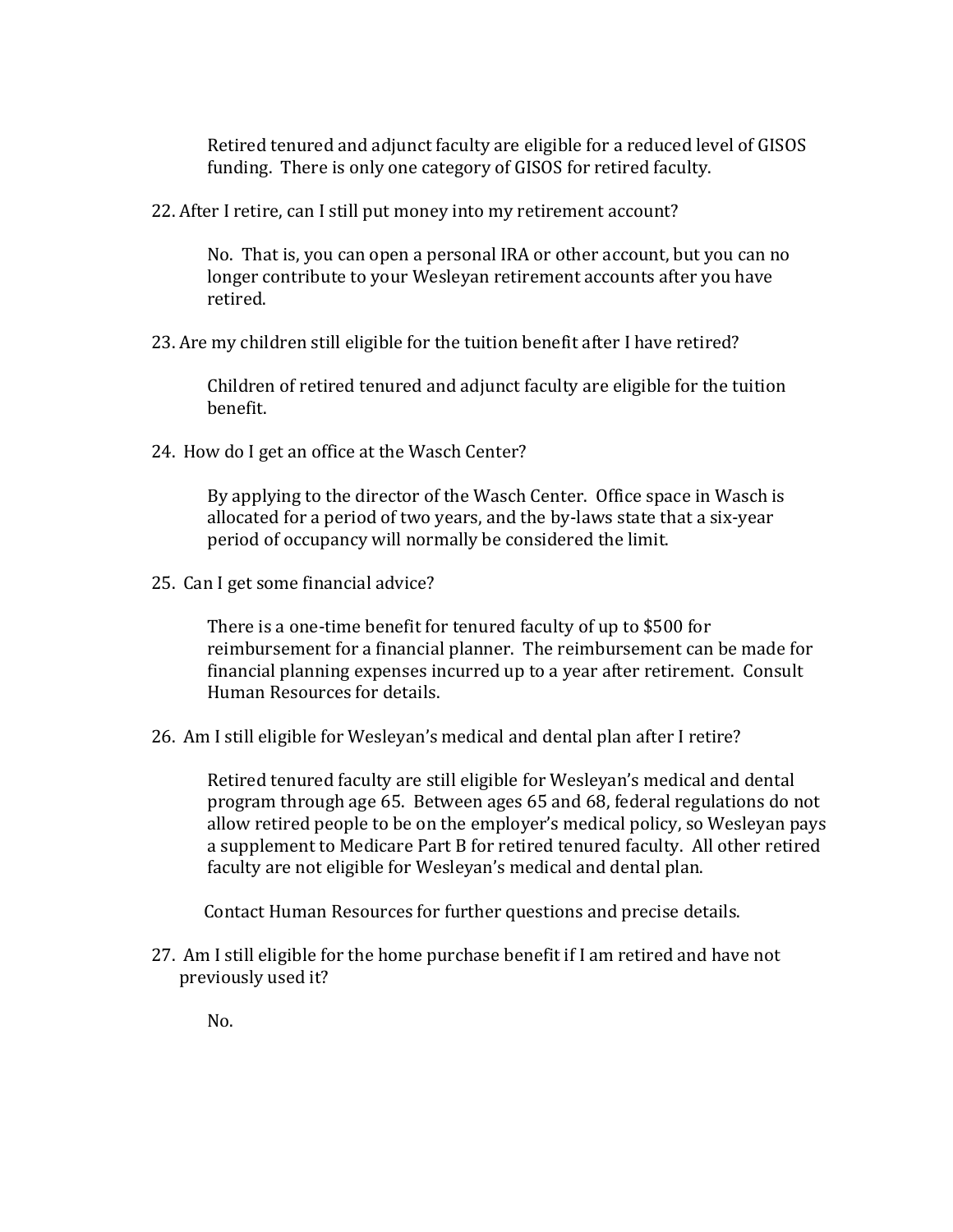Retired tenured and adjunct faculty are eligible for a reduced level of GISOS funding. There is only one category of GISOS for retired faculty.

22. After I retire, can I still put money into my retirement account?

    No. That is, you can open a personal IRA or other account, but you can no longer contribute to your Wesleyan retirement accounts after you have retired.

23. Are my children still eligible for the tuition benefit after I have retired?

    Children of retired tenured and adjunct faculty are eligible for the tuition benefit.

24. How do I get an office at the Wasch Center?

    By applying to the director of the Wasch Center. Office space in Wasch is allocated for a period of two years, and the by-laws state that a six-year period of occupancy will normally be considered the limit.

25. Can I get some financial advice?

    There is a one-time benefit for tenured faculty of up to $500 for reimbursement for a financial planner. The reimbursement can be made for financial planning expenses incurred up to a year after retirement. Consult Human Resources for details.

26. Am I still eligible for Wesleyan's medical and dental plan after I retire?

    Retired tenured faculty are still eligible for Wesleyan's medical and dental program through age 65. Between ages 65 and 68, federal regulations do not allow retired people to be on the employer's medical policy, so Wesleyan pays a supplement to Medicare Part B for retired tenured faculty. All other retired faculty are not eligible for Wesleyan's medical and dental plan.

    Contact Human Resources for further questions and precise details.

27. Am I still eligible for the home purchase benefit if I am retired and have not previously used it?

    No.